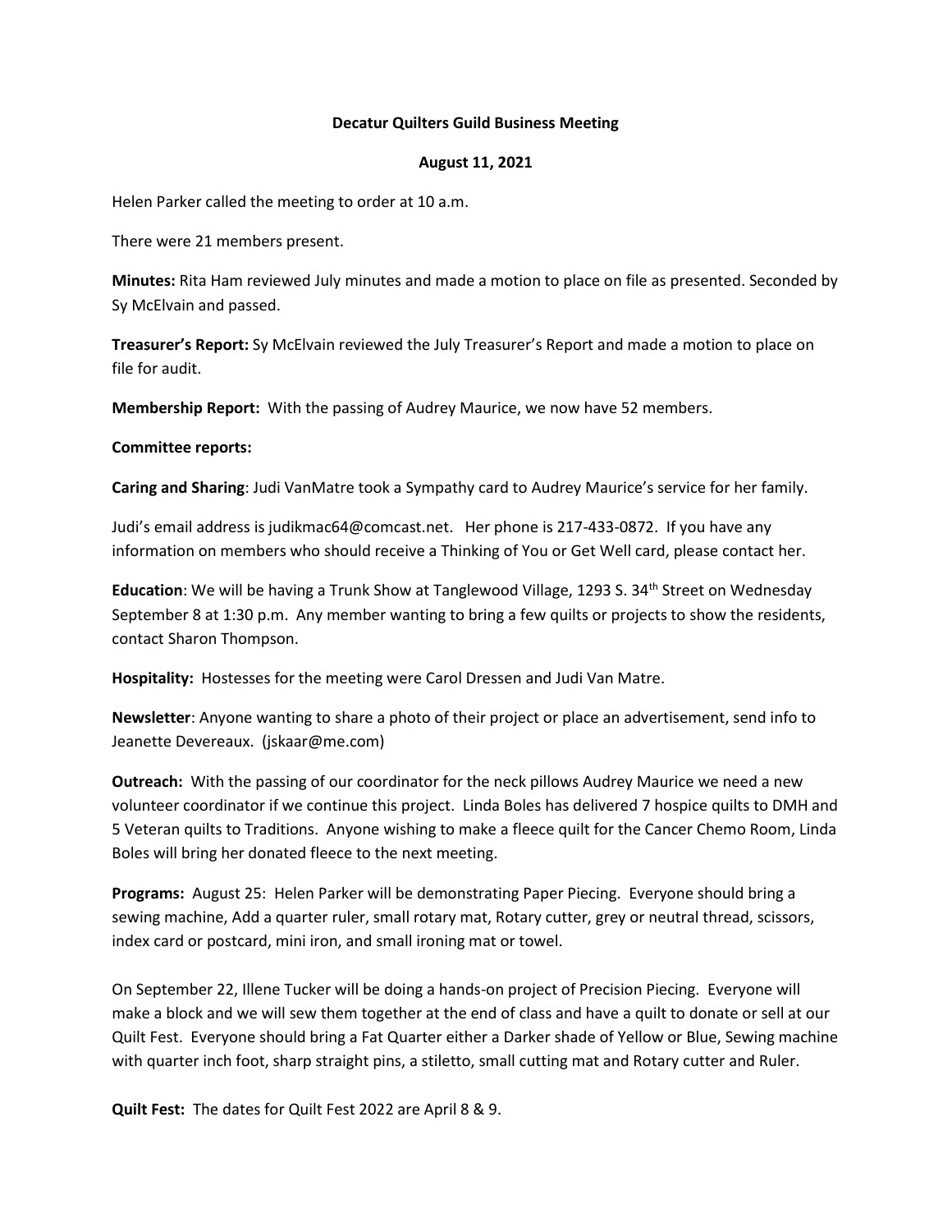**Decatur Quilters Guild Business Meeting**

**August 11, 2021**

Helen Parker called the meeting to order at 10 a.m.

There were 21 members present.

**Minutes:** Rita Ham reviewed July minutes and made a motion to place on file as presented. Seconded by Sy McElvain and passed.

**Treasurer's Report:** Sy McElvain reviewed the July Treasurer's Report and made a motion to place on file for audit.

**Membership Report:** With the passing of Audrey Maurice, we now have 52 members.

**Committee reports:**

**Caring and Sharing**: Judi VanMatre took a Sympathy card to Audrey Maurice's service for her family.

Judi's email address is judikmac64@comcast.net. Her phone is 217-433-0872. If you have any information on members who should receive a Thinking of You or Get Well card, please contact her.

**Education**: We will be having a Trunk Show at Tanglewood Village, 1293 S. 34th Street on Wednesday September 8 at 1:30 p.m. Any member wanting to bring a few quilts or projects to show the residents, contact Sharon Thompson.

**Hospitality:** Hostesses for the meeting were Carol Dressen and Judi Van Matre.

**Newsletter**: Anyone wanting to share a photo of their project or place an advertisement, send info to Jeanette Devereaux. (jskaar@me.com)

**Outreach:** With the passing of our coordinator for the neck pillows Audrey Maurice we need a new volunteer coordinator if we continue this project. Linda Boles has delivered 7 hospice quilts to DMH and 5 Veteran quilts to Traditions. Anyone wishing to make a fleece quilt for the Cancer Chemo Room, Linda Boles will bring her donated fleece to the next meeting.

**Programs:** August 25: Helen Parker will be demonstrating Paper Piecing. Everyone should bring a sewing machine, Add a quarter ruler, small rotary mat, Rotary cutter, grey or neutral thread, scissors, index card or postcard, mini iron, and small ironing mat or towel.

On September 22, Illene Tucker will be doing a hands-on project of Precision Piecing. Everyone will make a block and we will sew them together at the end of class and have a quilt to donate or sell at our Quilt Fest. Everyone should bring a Fat Quarter either a Darker shade of Yellow or Blue, Sewing machine with quarter inch foot, sharp straight pins, a stiletto, small cutting mat and Rotary cutter and Ruler.

**Quilt Fest:** The dates for Quilt Fest 2022 are April 8 & 9.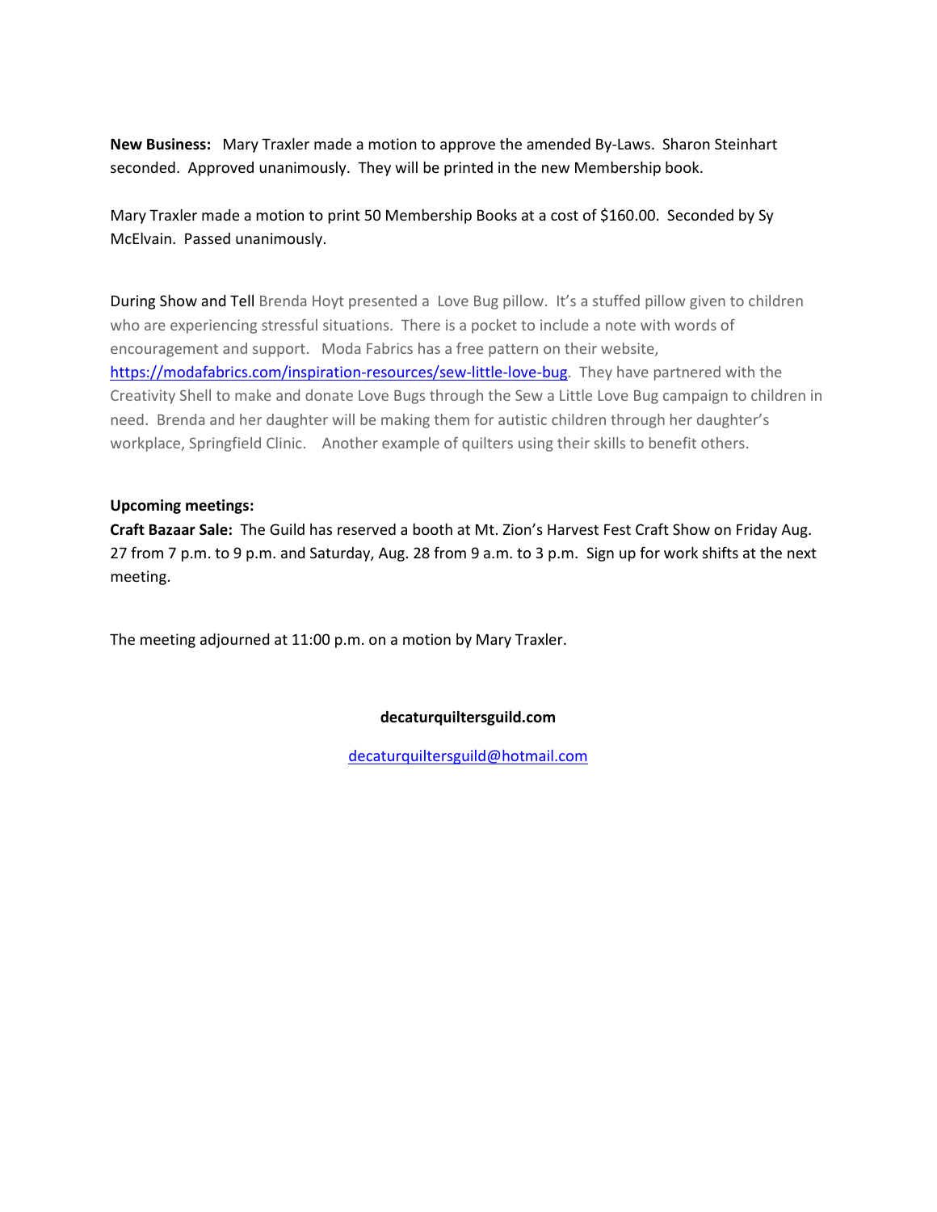**New Business:** Mary Traxler made a motion to approve the amended By-Laws. Sharon Steinhart seconded. Approved unanimously. They will be printed in the new Membership book.

Mary Traxler made a motion to print 50 Membership Books at a cost of $160.00. Seconded by Sy McElvain. Passed unanimously.

During Show and Tell Brenda Hoyt presented a Love Bug pillow. It's a stuffed pillow given to children who are experiencing stressful situations. There is a pocket to include a note with words of encouragement and support. Moda Fabrics has a free pattern on their website, https://modafabrics.com/inspiration-resources/sew-little-love-bug. They have partnered with the Creativity Shell to make and donate Love Bugs through the Sew a Little Love Bug campaign to children in need. Brenda and her daughter will be making them for autistic children through her daughter's workplace, Springfield Clinic. Another example of quilters using their skills to benefit others.

**Upcoming meetings:**

**Craft Bazaar Sale:** The Guild has reserved a booth at Mt. Zion's Harvest Fest Craft Show on Friday Aug. 27 from 7 p.m. to 9 p.m. and Saturday, Aug. 28 from 9 a.m. to 3 p.m. Sign up for work shifts at the next meeting.

The meeting adjourned at 11:00 p.m. on a motion by Mary Traxler.

**decaturquiltersguild.com**

decaturquiltersguild@hotmail.com